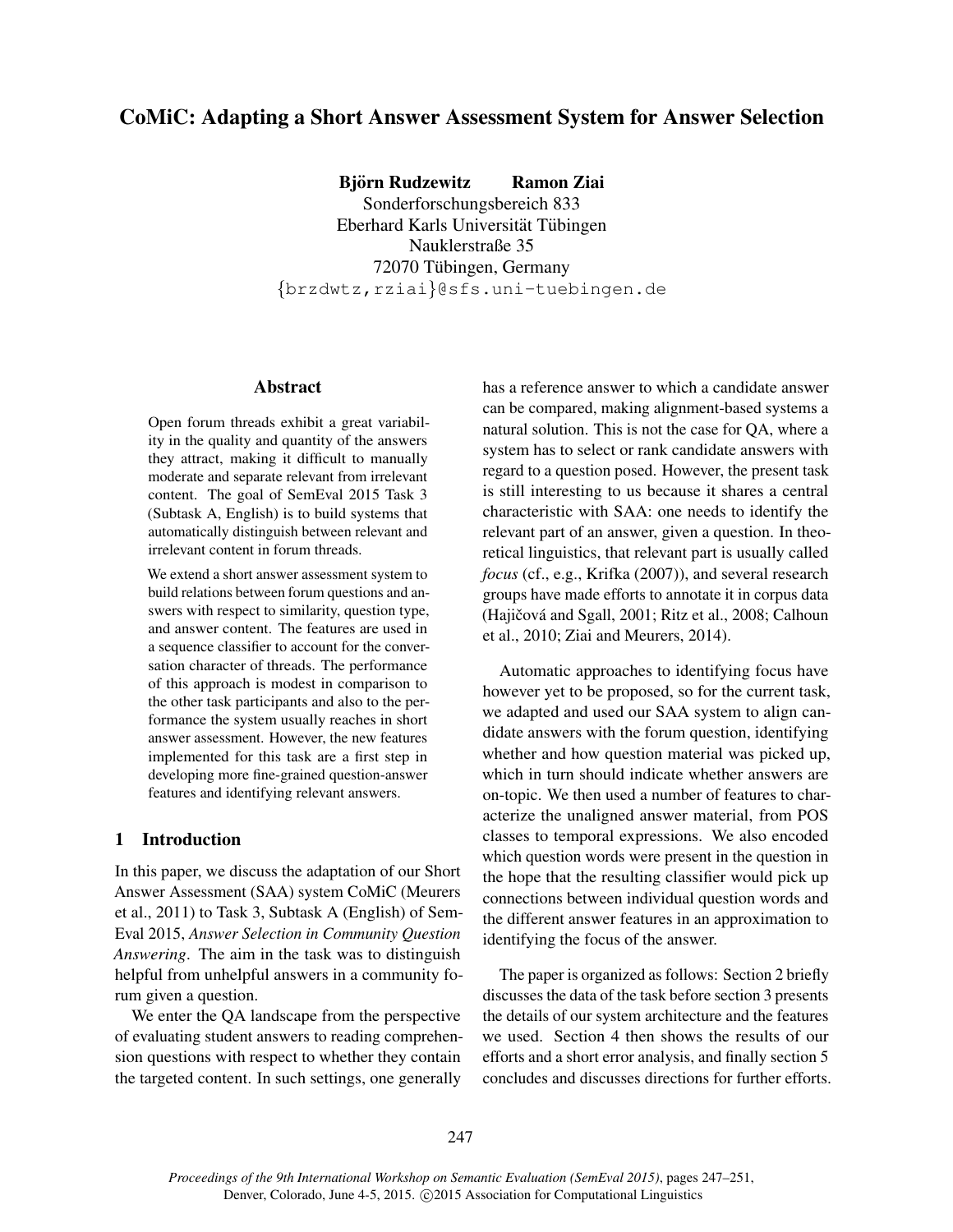# CoMiC: Adapting a Short Answer Assessment System for Answer Selection

**Björn Rudzewitz** **Ramon Ziai**
Sonderforschungsbereich 833
Eberhard Karls Universität Tübingen
Nauklerstraße 35
72070 Tübingen, Germany
{brzdwtz,rziai}@sfs.uni-tuebingen.de

## Abstract

Open forum threads exhibit a great variability in the quality and quantity of the answers they attract, making it difficult to manually moderate and separate relevant from irrelevant content. The goal of SemEval 2015 Task 3 (Subtask A, English) is to build systems that automatically distinguish between relevant and irrelevant content in forum threads.

We extend a short answer assessment system to build relations between forum questions and answers with respect to similarity, question type, and answer content. The features are used in a sequence classifier to account for the conversation character of threads. The performance of this approach is modest in comparison to the other task participants and also to the performance the system usually reaches in short answer assessment. However, the new features implemented for this task are a first step in developing more fine-grained question-answer features and identifying relevant answers.

## 1 Introduction

In this paper, we discuss the adaptation of our Short Answer Assessment (SAA) system CoMiC (Meurers et al., 2011) to Task 3, Subtask A (English) of SemEval 2015, *Answer Selection in Community Question Answering*. The aim in the task was to distinguish helpful from unhelpful answers in a community forum given a question.

We enter the QA landscape from the perspective of evaluating student answers to reading comprehension questions with respect to whether they contain the targeted content. In such settings, one generally has a reference answer to which a candidate answer can be compared, making alignment-based systems a natural solution. This is not the case for QA, where a system has to select or rank candidate answers with regard to a question posed. However, the present task is still interesting to us because it shares a central characteristic with SAA: one needs to identify the relevant part of an answer, given a question. In theoretical linguistics, that relevant part is usually called *focus* (cf., e.g., Krifka (2007)), and several research groups have made efforts to annotate it in corpus data (Hajičová and Sgall, 2001; Ritz et al., 2008; Calhoun et al., 2010; Ziai and Meurers, 2014).

Automatic approaches to identifying focus have however yet to be proposed, so for the current task, we adapted and used our SAA system to align candidate answers with the forum question, identifying whether and how question material was picked up, which in turn should indicate whether answers are on-topic. We then used a number of features to characterize the unaligned answer material, from POS classes to temporal expressions. We also encoded which question words were present in the question in the hope that the resulting classifier would pick up connections between individual question words and the different answer features in an approximation to identifying the focus of the answer.

The paper is organized as follows: Section 2 briefly discusses the data of the task before section 3 presents the details of our system architecture and the features we used. Section 4 then shows the results of our efforts and a short error analysis, and finally section 5 concludes and discusses directions for further efforts.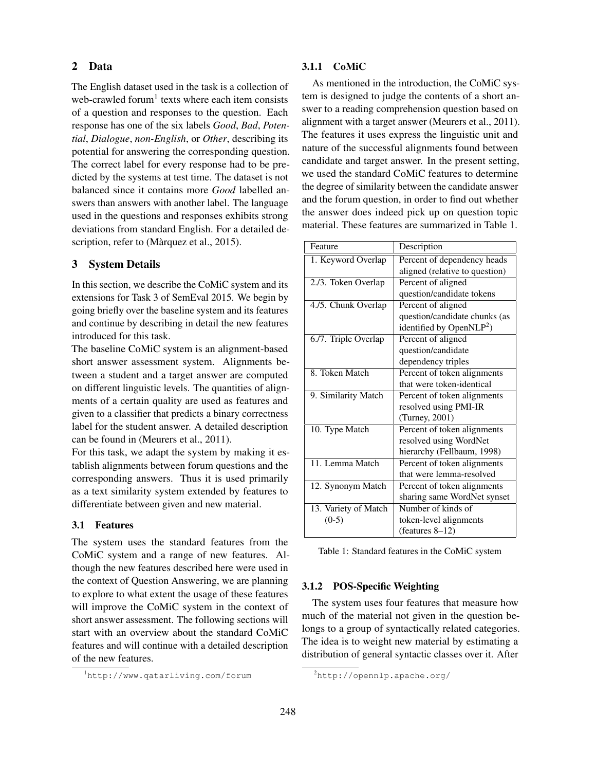## 2 Data

The English dataset used in the task is a collection of web-crawled forum[1] texts where each item consists of a question and responses to the question. Each response has one of the six labels *Good*, *Bad*, *Potential*, *Dialogue*, *non-English*, or *Other*, describing its potential for answering the corresponding question. The correct label for every response had to be predicted by the systems at test time. The dataset is not balanced since it contains more *Good* labelled answers than answers with another label. The language used in the questions and responses exhibits strong deviations from standard English. For a detailed description, refer to (Màrquez et al., 2015).

## 3 System Details

In this section, we describe the CoMiC system and its extensions for Task 3 of SemEval 2015. We begin by going briefly over the baseline system and its features and continue by describing in detail the new features introduced for this task.

The baseline CoMiC system is an alignment-based short answer assessment system. Alignments between a student and a target answer are computed on different linguistic levels. The quantities of alignments of a certain quality are used as features and given to a classifier that predicts a binary correctness label for the student answer. A detailed description can be found in (Meurers et al., 2011).

For this task, we adapt the system by making it establish alignments between forum questions and the corresponding answers. Thus it is used primarily as a text similarity system extended by features to differentiate between given and new material.

### 3.1 Features

The system uses the standard features from the CoMiC system and a range of new features. Although the new features described here were used in the context of Question Answering, we are planning to explore to what extent the usage of these features will improve the CoMiC system in the context of short answer assessment. The following sections will start with an overview about the standard CoMiC features and will continue with a detailed description of the new features.

#### 3.1.1 CoMiC

As mentioned in the introduction, the CoMiC system is designed to judge the contents of a short answer to a reading comprehension question based on alignment with a target answer (Meurers et al., 2011). The features it uses express the linguistic unit and nature of the successful alignments found between candidate and target answer. In the present setting, we used the standard CoMiC features to determine the degree of similarity between the candidate answer and the forum question, in order to find out whether the answer does indeed pick up on question topic material. These features are summarized in Table 1.

| Feature | Description |
|---|---|
| 1. Keyword Overlap | Percent of dependency heads aligned (relative to question) |
| 2./3. Token Overlap | Percent of aligned question/candidate tokens |
| 4./5. Chunk Overlap | Percent of aligned question/candidate chunks (as identified by OpenNLP[2]) |
| 6./7. Triple Overlap | Percent of aligned question/candidate dependency triples |
| 8. Token Match | Percent of token alignments that were token-identical |
| 9. Similarity Match | Percent of token alignments resolved using PMI-IR (Turney, 2001) |
| 10. Type Match | Percent of token alignments resolved using WordNet hierarchy (Fellbaum, 1998) |
| 11. Lemma Match | Percent of token alignments that were lemma-resolved |
| 12. Synonym Match | Percent of token alignments sharing same WordNet synset |
| 13. Variety of Match (0-5) | Number of kinds of token-level alignments (features 8–12) |

Table 1: Standard features in the CoMiC system

#### 3.1.2 POS-Specific Weighting

The system uses four features that measure how much of the material not given in the question belongs to a group of syntactically related categories. The idea is to weight new material by estimating a distribution of general syntactic classes over it. After

[1] http://www.qatarliving.com/forum

[2] http://opennlp.apache.org/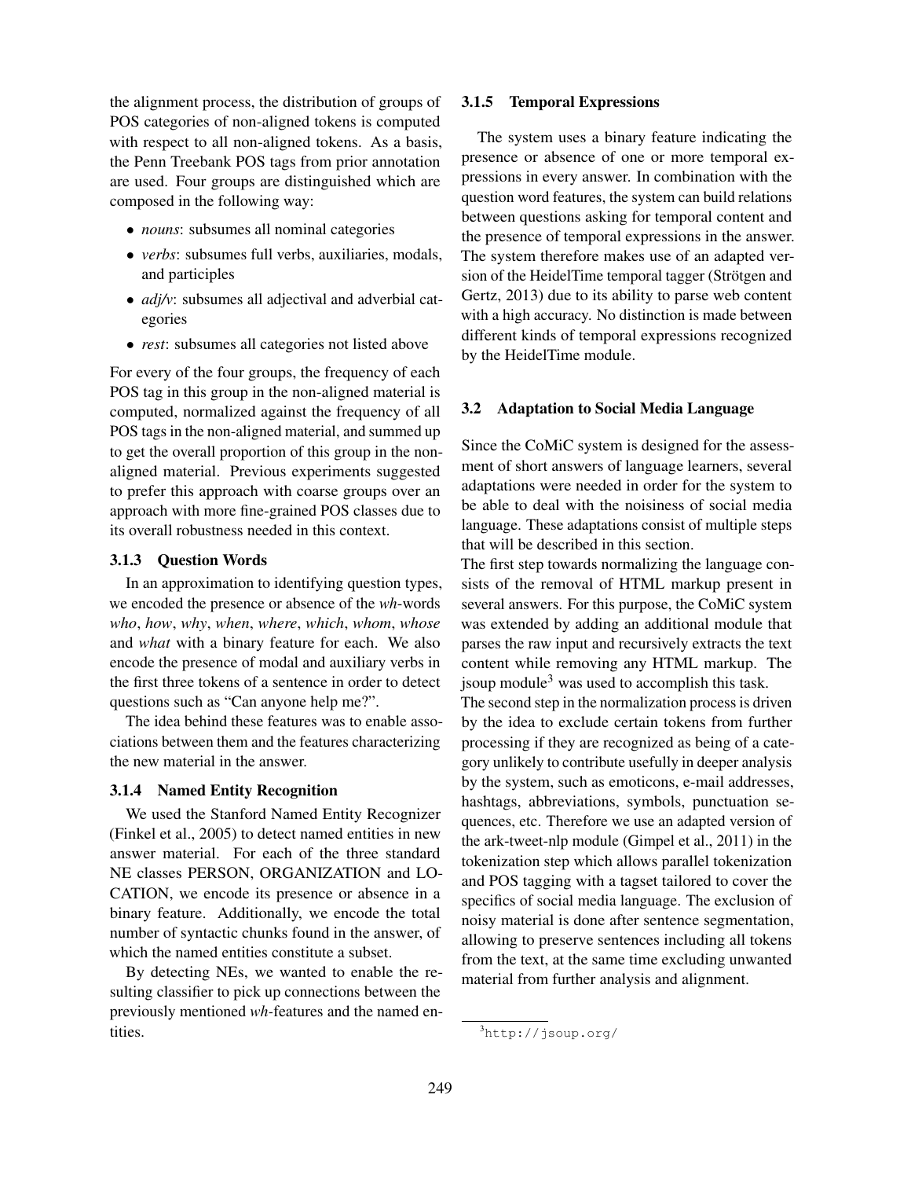the alignment process, the distribution of groups of POS categories of non-aligned tokens is computed with respect to all non-aligned tokens. As a basis, the Penn Treebank POS tags from prior annotation are used. Four groups are distinguished which are composed in the following way:

- *nouns*: subsumes all nominal categories
- *verbs*: subsumes full verbs, auxiliaries, modals, and participles
- *adj/v*: subsumes all adjectival and adverbial categories
- *rest*: subsumes all categories not listed above

For every of the four groups, the frequency of each POS tag in this group in the non-aligned material is computed, normalized against the frequency of all POS tags in the non-aligned material, and summed up to get the overall proportion of this group in the non-aligned material. Previous experiments suggested to prefer this approach with coarse groups over an approach with more fine-grained POS classes due to its overall robustness needed in this context.

#### 3.1.3 Question Words

In an approximation to identifying question types, we encoded the presence or absence of the *wh*-words *who*, *how*, *why*, *when*, *where*, *which*, *whom*, *whose* and *what* with a binary feature for each. We also encode the presence of modal and auxiliary verbs in the first three tokens of a sentence in order to detect questions such as “Can anyone help me?”.

The idea behind these features was to enable associations between them and the features characterizing the new material in the answer.

#### 3.1.4 Named Entity Recognition

We used the Stanford Named Entity Recognizer (Finkel et al., 2005) to detect named entities in new answer material. For each of the three standard NE classes PERSON, ORGANIZATION and LOCATION, we encode its presence or absence in a binary feature. Additionally, we encode the total number of syntactic chunks found in the answer, of which the named entities constitute a subset.

By detecting NEs, we wanted to enable the resulting classifier to pick up connections between the previously mentioned *wh*-features and the named entities.

#### 3.1.5 Temporal Expressions

The system uses a binary feature indicating the presence or absence of one or more temporal expressions in every answer. In combination with the question word features, the system can build relations between questions asking for temporal content and the presence of temporal expressions in the answer. The system therefore makes use of an adapted version of the HeidelTime temporal tagger (Strötgen and Gertz, 2013) due to its ability to parse web content with a high accuracy. No distinction is made between different kinds of temporal expressions recognized by the HeidelTime module.

### 3.2 Adaptation to Social Media Language

Since the CoMiC system is designed for the assessment of short answers of language learners, several adaptations were needed in order for the system to be able to deal with the noisiness of social media language. These adaptations consist of multiple steps that will be described in this section.

The first step towards normalizing the language consists of the removal of HTML markup present in several answers. For this purpose, the CoMiC system was extended by adding an additional module that parses the raw input and recursively extracts the text content while removing any HTML markup. The jsoup module[3] was used to accomplish this task.

The second step in the normalization process is driven by the idea to exclude certain tokens from further processing if they are recognized as being of a category unlikely to contribute usefully in deeper analysis by the system, such as emoticons, e-mail addresses, hashtags, abbreviations, symbols, punctuation sequences, etc. Therefore we use an adapted version of the ark-tweet-nlp module (Gimpel et al., 2011) in the tokenization step which allows parallel tokenization and POS tagging with a tagset tailored to cover the specifics of social media language. The exclusion of noisy material is done after sentence segmentation, allowing to preserve sentences including all tokens from the text, at the same time excluding unwanted material from further analysis and alignment.

[3] http://jsoup.org/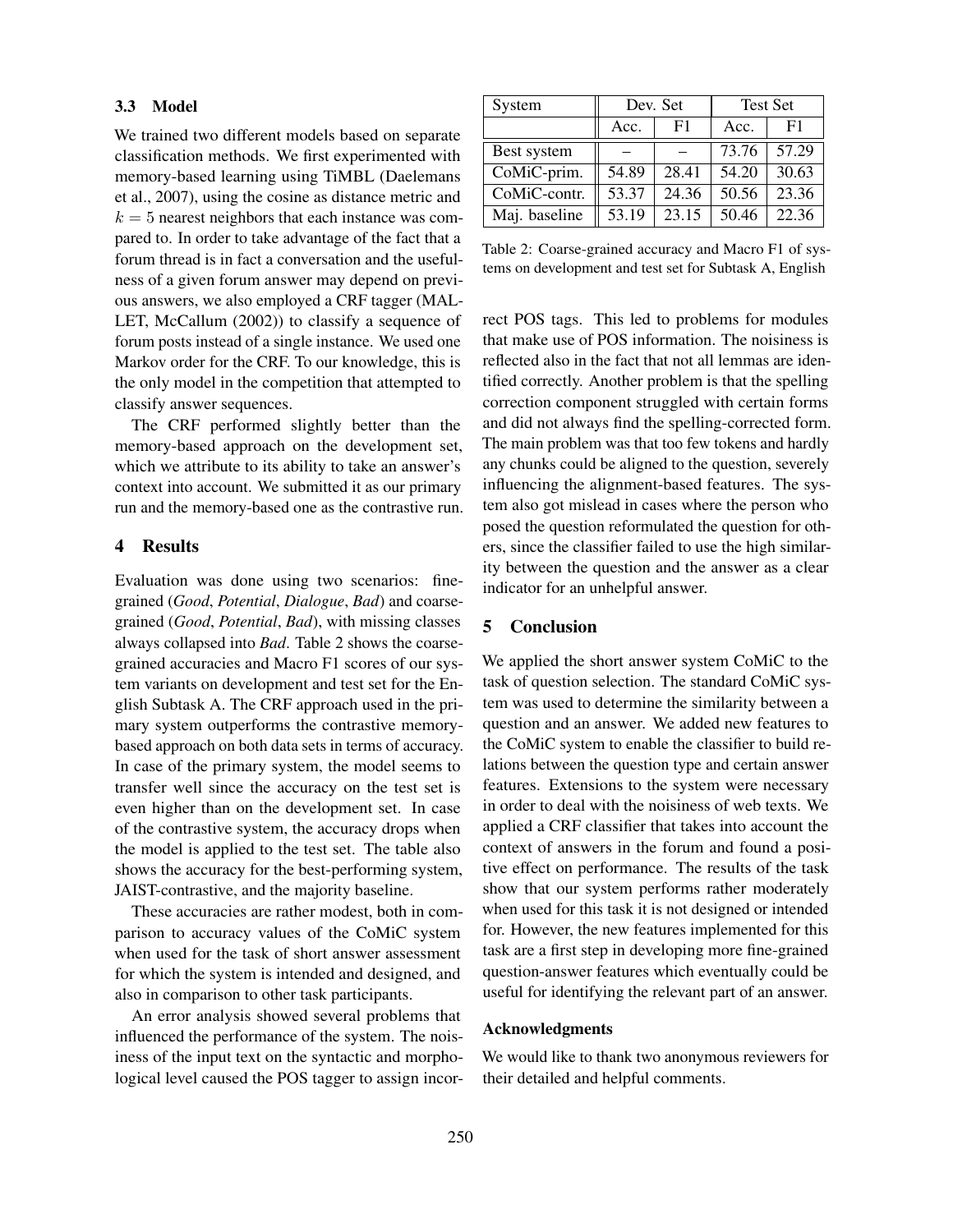### 3.3 Model

We trained two different models based on separate classification methods. We first experimented with memory-based learning using TiMBL (Daelemans et al., 2007), using the cosine as distance metric and $k = 5$ nearest neighbors that each instance was compared to. In order to take advantage of the fact that a forum thread is in fact a conversation and the usefulness of a given forum answer may depend on previous answers, we also employed a CRF tagger (MALLET, McCallum (2002)) to classify a sequence of forum posts instead of a single instance. We used one Markov order for the CRF. To our knowledge, this is the only model in the competition that attempted to classify answer sequences.

The CRF performed slightly better than the memory-based approach on the development set, which we attribute to its ability to take an answer's context into account. We submitted it as our primary run and the memory-based one as the contrastive run.

## 4 Results

Evaluation was done using two scenarios: fine-grained (*Good*, *Potential*, *Dialogue*, *Bad*) and coarse-grained (*Good*, *Potential*, *Bad*), with missing classes always collapsed into *Bad*. Table 2 shows the coarse-grained accuracies and Macro F1 scores of our system variants on development and test set for the English Subtask A. The CRF approach used in the primary system outperforms the contrastive memory-based approach on both data sets in terms of accuracy. In case of the primary system, the model seems to transfer well since the accuracy on the test set is even higher than on the development set. In case of the contrastive system, the accuracy drops when the model is applied to the test set. The table also shows the accuracy for the best-performing system, JAIST-contrastive, and the majority baseline.

| System | Dev. Set | | Test Set | |
|---|---|---|---|---|
| | Acc. | F1 | Acc. | F1 |
| Best system | – | – | 73.76 | 57.29 |
| CoMiC-prim. | 54.89 | 28.41 | 54.20 | 30.63 |
| CoMiC-contr. | 53.37 | 24.36 | 50.56 | 23.36 |
| Maj. baseline | 53.19 | 23.15 | 50.46 | 22.36 |

Table 2: Coarse-grained accuracy and Macro F1 of systems on development and test set for Subtask A, English

These accuracies are rather modest, both in comparison to accuracy values of the CoMiC system when used for the task of short answer assessment for which the system is intended and designed, and also in comparison to other task participants.

An error analysis showed several problems that influenced the performance of the system. The noisiness of the input text on the syntactic and morphological level caused the POS tagger to assign incorrect POS tags. This led to problems for modules that make use of POS information. The noisiness is reflected also in the fact that not all lemmas are identified correctly. Another problem is that the spelling correction component struggled with certain forms and did not always find the spelling-corrected form. The main problem was that too few tokens and hardly any chunks could be aligned to the question, severely influencing the alignment-based features. The system also got mislead in cases where the person who posed the question reformulated the question for others, since the classifier failed to use the high similarity between the question and the answer as a clear indicator for an unhelpful answer.

## 5 Conclusion

We applied the short answer system CoMiC to the task of question selection. The standard CoMiC system was used to determine the similarity between a question and an answer. We added new features to the CoMiC system to enable the classifier to build relations between the question type and certain answer features. Extensions to the system were necessary in order to deal with the noisiness of web texts. We applied a CRF classifier that takes into account the context of answers in the forum and found a positive effect on performance. The results of the task show that our system performs rather moderately when used for this task it is not designed or intended for. However, the new features implemented for this task are a first step in developing more fine-grained question-answer features which eventually could be useful for identifying the relevant part of an answer.

### Acknowledgments

We would like to thank two anonymous reviewers for their detailed and helpful comments.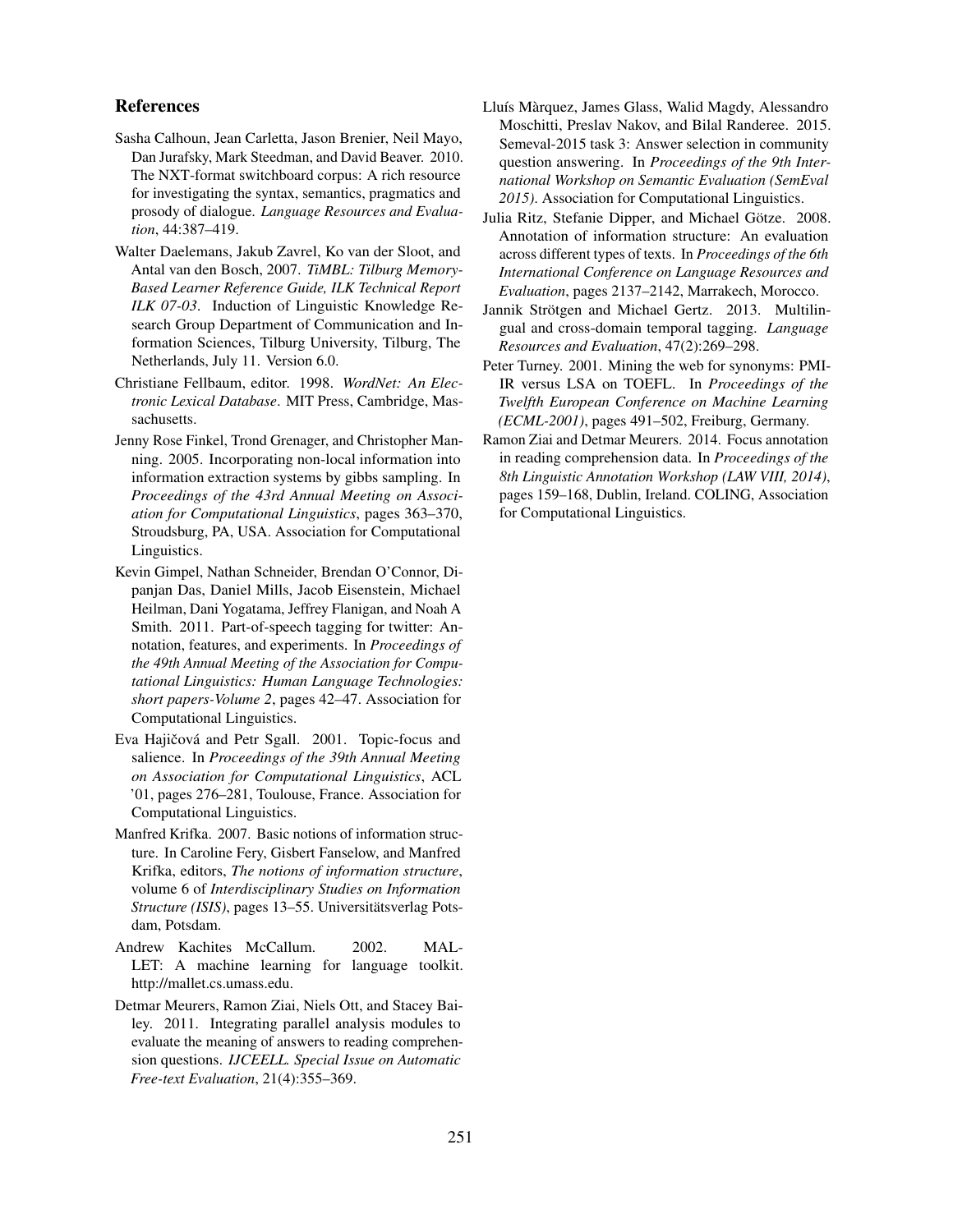## References

Sasha Calhoun, Jean Carletta, Jason Brenier, Neil Mayo, Dan Jurafsky, Mark Steedman, and David Beaver. 2010. The NXT-format switchboard corpus: A rich resource for investigating the syntax, semantics, pragmatics and prosody of dialogue. *Language Resources and Evaluation*, 44:387–419.

Walter Daelemans, Jakub Zavrel, Ko van der Sloot, and Antal van den Bosch, 2007. *TiMBL: Tilburg Memory-Based Learner Reference Guide, ILK Technical Report ILK 07-03*. Induction of Linguistic Knowledge Research Group Department of Communication and Information Sciences, Tilburg University, Tilburg, The Netherlands, July 11. Version 6.0.

Christiane Fellbaum, editor. 1998. *WordNet: An Electronic Lexical Database*. MIT Press, Cambridge, Massachusetts.

Jenny Rose Finkel, Trond Grenager, and Christopher Manning. 2005. Incorporating non-local information into information extraction systems by gibbs sampling. In *Proceedings of the 43rd Annual Meeting on Association for Computational Linguistics*, pages 363–370, Stroudsburg, PA, USA. Association for Computational Linguistics.

Kevin Gimpel, Nathan Schneider, Brendan O'Connor, Dipanjan Das, Daniel Mills, Jacob Eisenstein, Michael Heilman, Dani Yogatama, Jeffrey Flanigan, and Noah A Smith. 2011. Part-of-speech tagging for twitter: Annotation, features, and experiments. In *Proceedings of the 49th Annual Meeting of the Association for Computational Linguistics: Human Language Technologies: short papers-Volume 2*, pages 42–47. Association for Computational Linguistics.

Eva Hajičová and Petr Sgall. 2001. Topic-focus and salience. In *Proceedings of the 39th Annual Meeting on Association for Computational Linguistics*, ACL '01, pages 276–281, Toulouse, France. Association for Computational Linguistics.

Manfred Krifka. 2007. Basic notions of information structure. In Caroline Fery, Gisbert Fanselow, and Manfred Krifka, editors, *The notions of information structure*, volume 6 of *Interdisciplinary Studies on Information Structure (ISIS)*, pages 13–55. Universitätsverlag Potsdam, Potsdam.

Andrew Kachites McCallum. 2002. MALLET: A machine learning for language toolkit. http://mallet.cs.umass.edu.

Detmar Meurers, Ramon Ziai, Niels Ott, and Stacey Bailey. 2011. Integrating parallel analysis modules to evaluate the meaning of answers to reading comprehension questions. *IJCEELL. Special Issue on Automatic Free-text Evaluation*, 21(4):355–369.

Lluís Màrquez, James Glass, Walid Magdy, Alessandro Moschitti, Preslav Nakov, and Bilal Randeree. 2015. Semeval-2015 task 3: Answer selection in community question answering. In *Proceedings of the 9th International Workshop on Semantic Evaluation (SemEval 2015)*. Association for Computational Linguistics.

Julia Ritz, Stefanie Dipper, and Michael Götze. 2008. Annotation of information structure: An evaluation across different types of texts. In *Proceedings of the 6th International Conference on Language Resources and Evaluation*, pages 2137–2142, Marrakech, Morocco.

Jannik Strötgen and Michael Gertz. 2013. Multilingual and cross-domain temporal tagging. *Language Resources and Evaluation*, 47(2):269–298.

Peter Turney. 2001. Mining the web for synonyms: PMI-IR versus LSA on TOEFL. In *Proceedings of the Twelfth European Conference on Machine Learning (ECML-2001)*, pages 491–502, Freiburg, Germany.

Ramon Ziai and Detmar Meurers. 2014. Focus annotation in reading comprehension data. In *Proceedings of the 8th Linguistic Annotation Workshop (LAW VIII, 2014)*, pages 159–168, Dublin, Ireland. COLING, Association for Computational Linguistics.